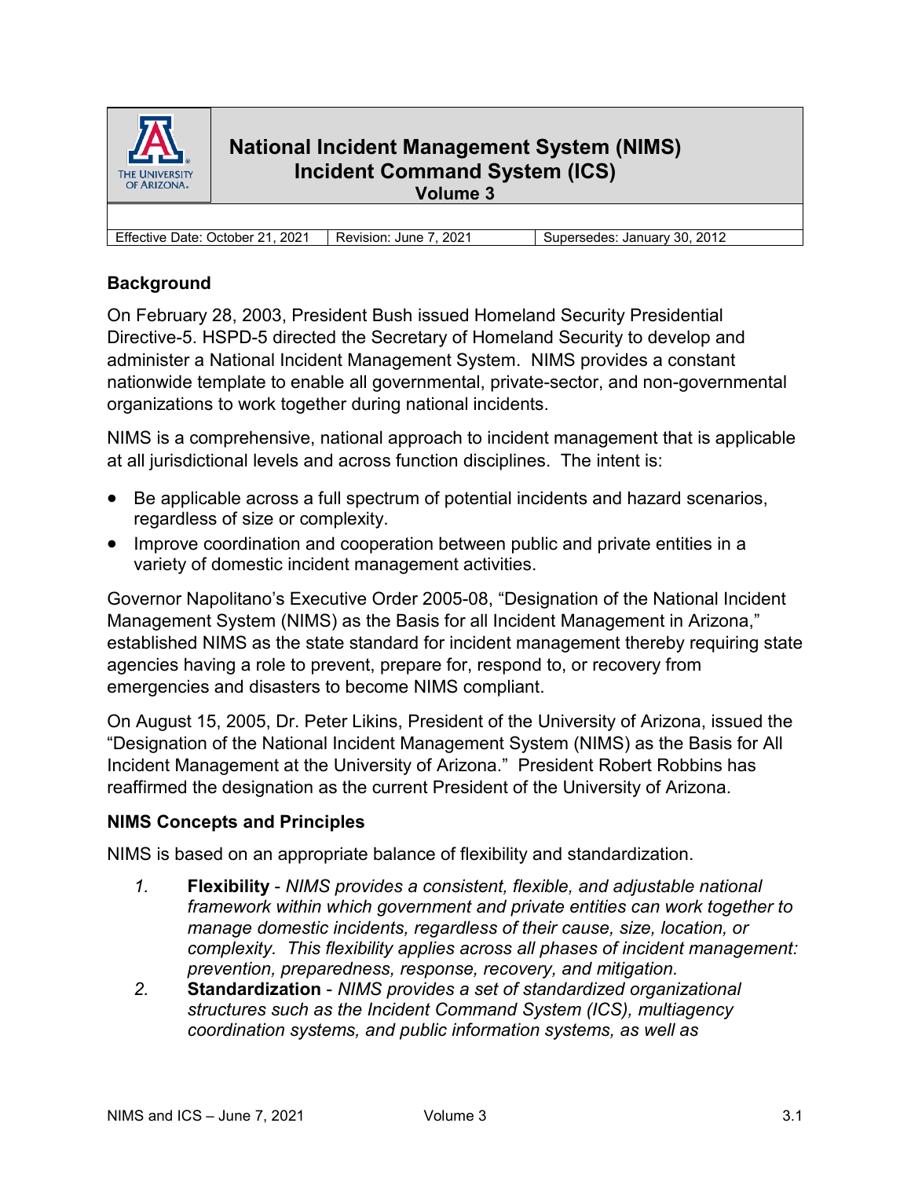# National Incident Management System (NIMS) Incident Command System (ICS) Volume 3

| Effective Date: October 21, 2021 | Revision: June 7, 2021 | Supersedes: January 30, 2012 |
| --- | --- | --- |

## Background

On February 28, 2003, President Bush issued Homeland Security Presidential Directive-5. HSPD-5 directed the Secretary of Homeland Security to develop and administer a National Incident Management System. NIMS provides a constant nationwide template to enable all governmental, private-sector, and non-governmental organizations to work together during national incidents.

NIMS is a comprehensive, national approach to incident management that is applicable at all jurisdictional levels and across function disciplines. The intent is:

- Be applicable across a full spectrum of potential incidents and hazard scenarios, regardless of size or complexity.
- Improve coordination and cooperation between public and private entities in a variety of domestic incident management activities.

Governor Napolitano's Executive Order 2005-08, "Designation of the National Incident Management System (NIMS) as the Basis for all Incident Management in Arizona," established NIMS as the state standard for incident management thereby requiring state agencies having a role to prevent, prepare for, respond to, or recovery from emergencies and disasters to become NIMS compliant.

On August 15, 2005, Dr. Peter Likins, President of the University of Arizona, issued the "Designation of the National Incident Management System (NIMS) as the Basis for All Incident Management at the University of Arizona." President Robert Robbins has reaffirmed the designation as the current President of the University of Arizona.

## NIMS Concepts and Principles

NIMS is based on an appropriate balance of flexibility and standardization.

1. **Flexibility** - *NIMS provides a consistent, flexible, and adjustable national framework within which government and private entities can work together to manage domestic incidents, regardless of their cause, size, location, or complexity. This flexibility applies across all phases of incident management: prevention, preparedness, response, recovery, and mitigation.*
2. **Standardization** - *NIMS provides a set of standardized organizational structures such as the Incident Command System (ICS), multiagency coordination systems, and public information systems, as well as*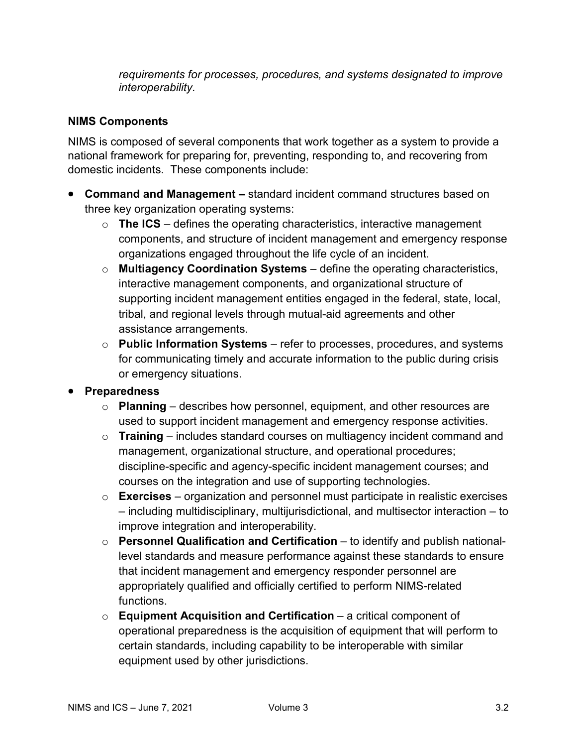*requirements for processes, procedures, and systems designated to improve interoperability*.

**NIMS Components**

NIMS is composed of several components that work together as a system to provide a national framework for preparing for, preventing, responding to, and recovering from domestic incidents. These components include:

- **Command and Management –** standard incident command structures based on three key organization operating systems:
  - **The ICS** – defines the operating characteristics, interactive management components, and structure of incident management and emergency response organizations engaged throughout the life cycle of an incident.
  - **Multiagency Coordination Systems** – define the operating characteristics, interactive management components, and organizational structure of supporting incident management entities engaged in the federal, state, local, tribal, and regional levels through mutual-aid agreements and other assistance arrangements.
  - **Public Information Systems** – refer to processes, procedures, and systems for communicating timely and accurate information to the public during crisis or emergency situations.
- **Preparedness**
  - **Planning** – describes how personnel, equipment, and other resources are used to support incident management and emergency response activities.
  - **Training** – includes standard courses on multiagency incident command and management, organizational structure, and operational procedures; discipline-specific and agency-specific incident management courses; and courses on the integration and use of supporting technologies.
  - **Exercises** – organization and personnel must participate in realistic exercises – including multidisciplinary, multijurisdictional, and multisector interaction – to improve integration and interoperability.
  - **Personnel Qualification and Certification** – to identify and publish national-level standards and measure performance against these standards to ensure that incident management and emergency responder personnel are appropriately qualified and officially certified to perform NIMS-related functions.
  - **Equipment Acquisition and Certification** – a critical component of operational preparedness is the acquisition of equipment that will perform to certain standards, including capability to be interoperable with similar equipment used by other jurisdictions.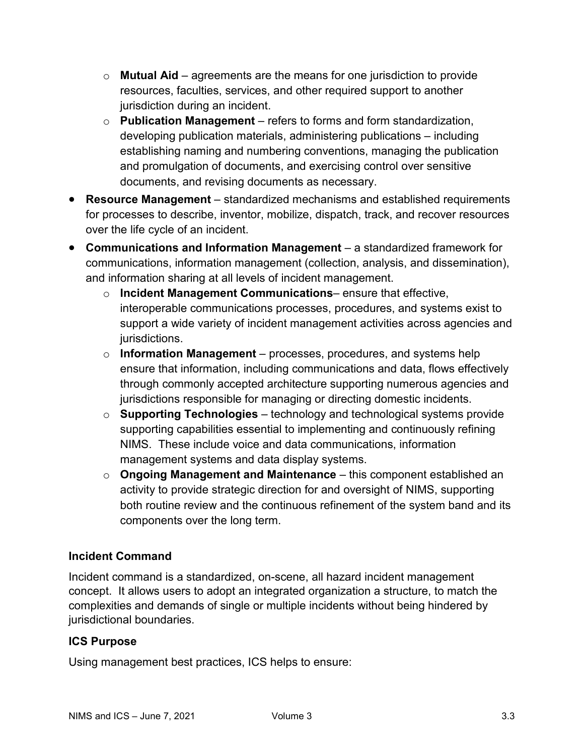- **Mutual Aid** – agreements are the means for one jurisdiction to provide resources, faculties, services, and other required support to another jurisdiction during an incident.
  - **Publication Management** – refers to forms and form standardization, developing publication materials, administering publications – including establishing naming and numbering conventions, managing the publication and promulgation of documents, and exercising control over sensitive documents, and revising documents as necessary.
- **Resource Management** – standardized mechanisms and established requirements for processes to describe, inventor, mobilize, dispatch, track, and recover resources over the life cycle of an incident.
- **Communications and Information Management** – a standardized framework for communications, information management (collection, analysis, and dissemination), and information sharing at all levels of incident management.
  - **Incident Management Communications**– ensure that effective, interoperable communications processes, procedures, and systems exist to support a wide variety of incident management activities across agencies and jurisdictions.
  - **Information Management** – processes, procedures, and systems help ensure that information, including communications and data, flows effectively through commonly accepted architecture supporting numerous agencies and jurisdictions responsible for managing or directing domestic incidents.
  - **Supporting Technologies** – technology and technological systems provide supporting capabilities essential to implementing and continuously refining NIMS. These include voice and data communications, information management systems and data display systems.
  - **Ongoing Management and Maintenance** – this component established an activity to provide strategic direction for and oversight of NIMS, supporting both routine review and the continuous refinement of the system band and its components over the long term.

### Incident Command

Incident command is a standardized, on-scene, all hazard incident management concept. It allows users to adopt an integrated organization a structure, to match the complexities and demands of single or multiple incidents without being hindered by jurisdictional boundaries.

### ICS Purpose

Using management best practices, ICS helps to ensure: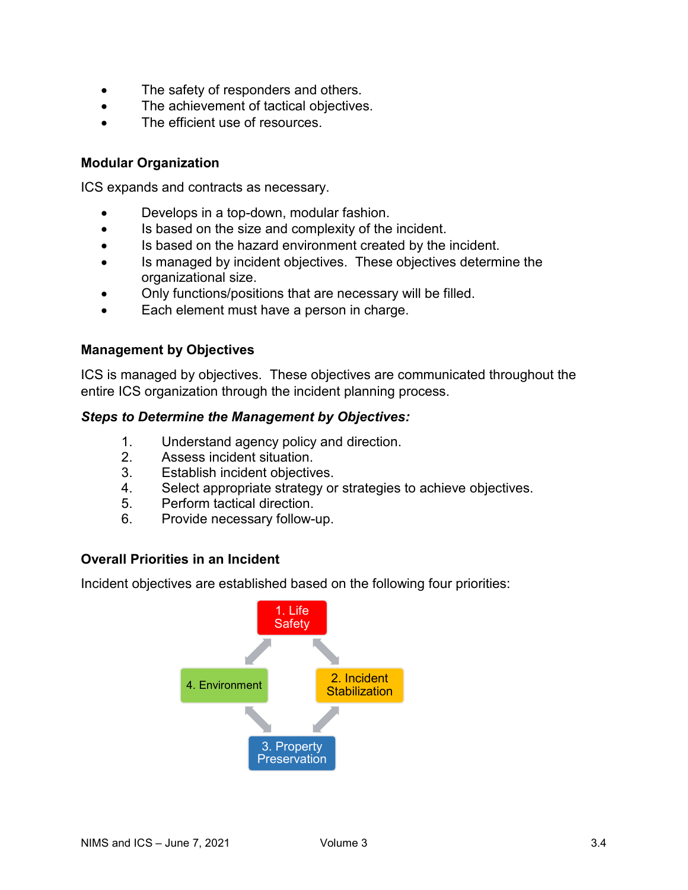- The safety of responders and others.
- The achievement of tactical objectives.
- The efficient use of resources.

### Modular Organization

ICS expands and contracts as necessary.

- Develops in a top-down, modular fashion.
- Is based on the size and complexity of the incident.
- Is based on the hazard environment created by the incident.
- Is managed by incident objectives. These objectives determine the organizational size.
- Only functions/positions that are necessary will be filled.
- Each element must have a person in charge.

### Management by Objectives

ICS is managed by objectives. These objectives are communicated throughout the entire ICS organization through the incident planning process.

***Steps to Determine the Management by Objectives:***

1. Understand agency policy and direction.
2. Assess incident situation.
3. Establish incident objectives.
4. Select appropriate strategy or strategies to achieve objectives.
5. Perform tactical direction.
6. Provide necessary follow-up.

### Overall Priorities in an Incident

Incident objectives are established based on the following four priorities:

1. Life Safety
2. Incident Stabilization
3. Property Preservation
4. Environment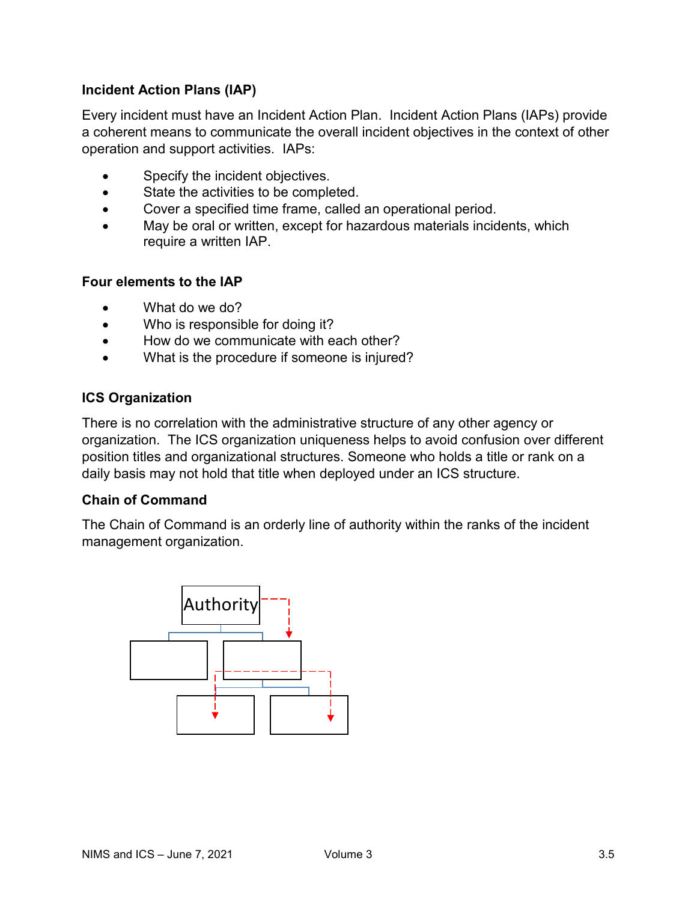### Incident Action Plans (IAP)

Every incident must have an Incident Action Plan. Incident Action Plans (IAPs) provide a coherent means to communicate the overall incident objectives in the context of other operation and support activities. IAPs:

- Specify the incident objectives.
- State the activities to be completed.
- Cover a specified time frame, called an operational period.
- May be oral or written, except for hazardous materials incidents, which require a written IAP.

### Four elements to the IAP

- What do we do?
- Who is responsible for doing it?
- How do we communicate with each other?
- What is the procedure if someone is injured?

### ICS Organization

There is no correlation with the administrative structure of any other agency or organization. The ICS organization uniqueness helps to avoid confusion over different position titles and organizational structures. Someone who holds a title or rank on a daily basis may not hold that title when deployed under an ICS structure.

### Chain of Command

The Chain of Command is an orderly line of authority within the ranks of the incident management organization.

Authority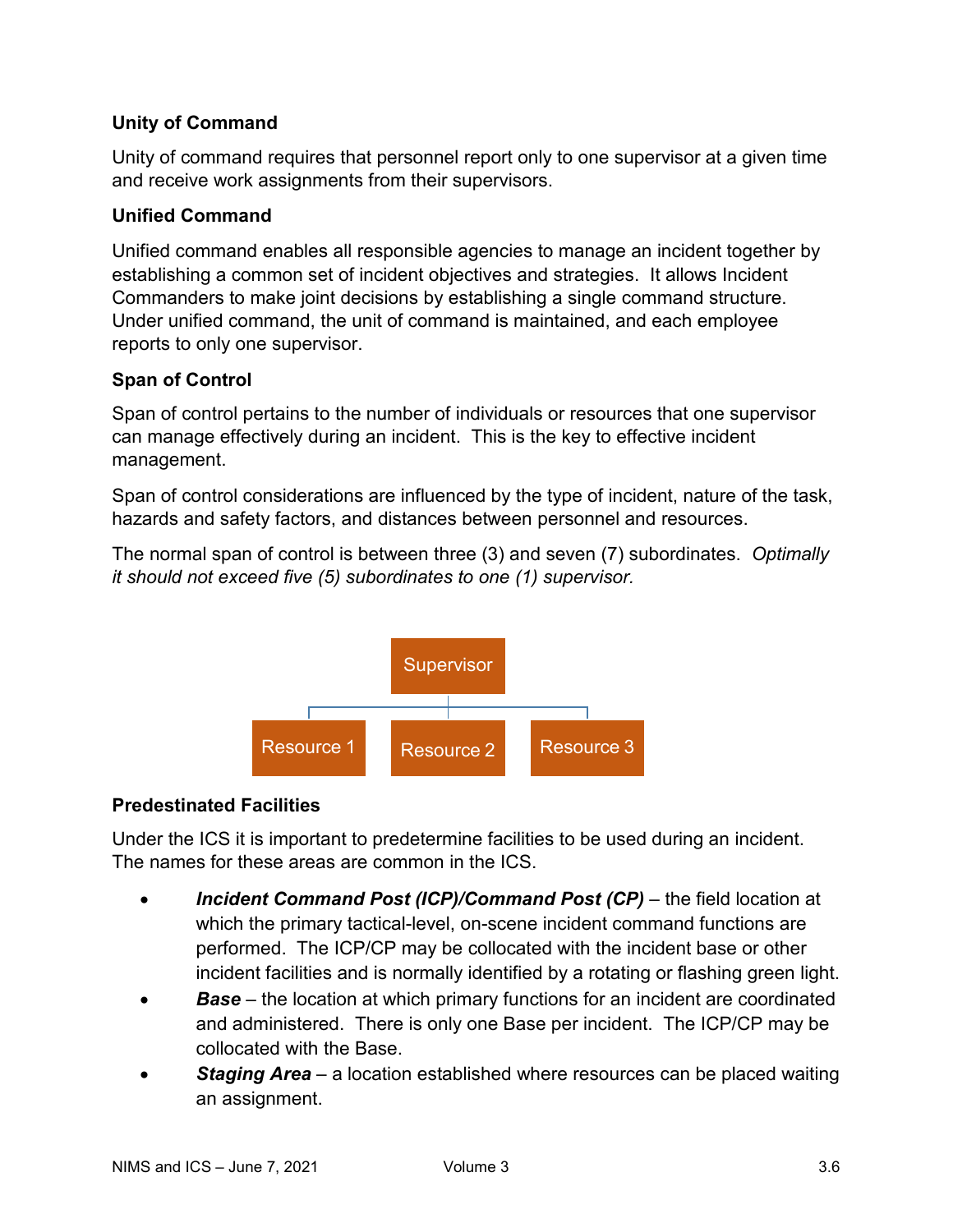### Unity of Command

Unity of command requires that personnel report only to one supervisor at a given time and receive work assignments from their supervisors.

### Unified Command

Unified command enables all responsible agencies to manage an incident together by establishing a common set of incident objectives and strategies. It allows Incident Commanders to make joint decisions by establishing a single command structure. Under unified command, the unit of command is maintained, and each employee reports to only one supervisor.

### Span of Control

Span of control pertains to the number of individuals or resources that one supervisor can manage effectively during an incident. This is the key to effective incident management.

Span of control considerations are influenced by the type of incident, nature of the task, hazards and safety factors, and distances between personnel and resources.

The normal span of control is between three (3) and seven (7) subordinates. *Optimally it should not exceed five (5) subordinates to one (1) supervisor.*

Supervisor

Resource 1 | Resource 2 | Resource 3

### Predestinated Facilities

Under the ICS it is important to predetermine facilities to be used during an incident. The names for these areas are common in the ICS.

- ***Incident Command Post (ICP)/Command Post (CP)*** – the field location at which the primary tactical-level, on-scene incident command functions are performed. The ICP/CP may be collocated with the incident base or other incident facilities and is normally identified by a rotating or flashing green light.
- ***Base*** – the location at which primary functions for an incident are coordinated and administered. There is only one Base per incident. The ICP/CP may be collocated with the Base.
- ***Staging Area*** – a location established where resources can be placed waiting an assignment.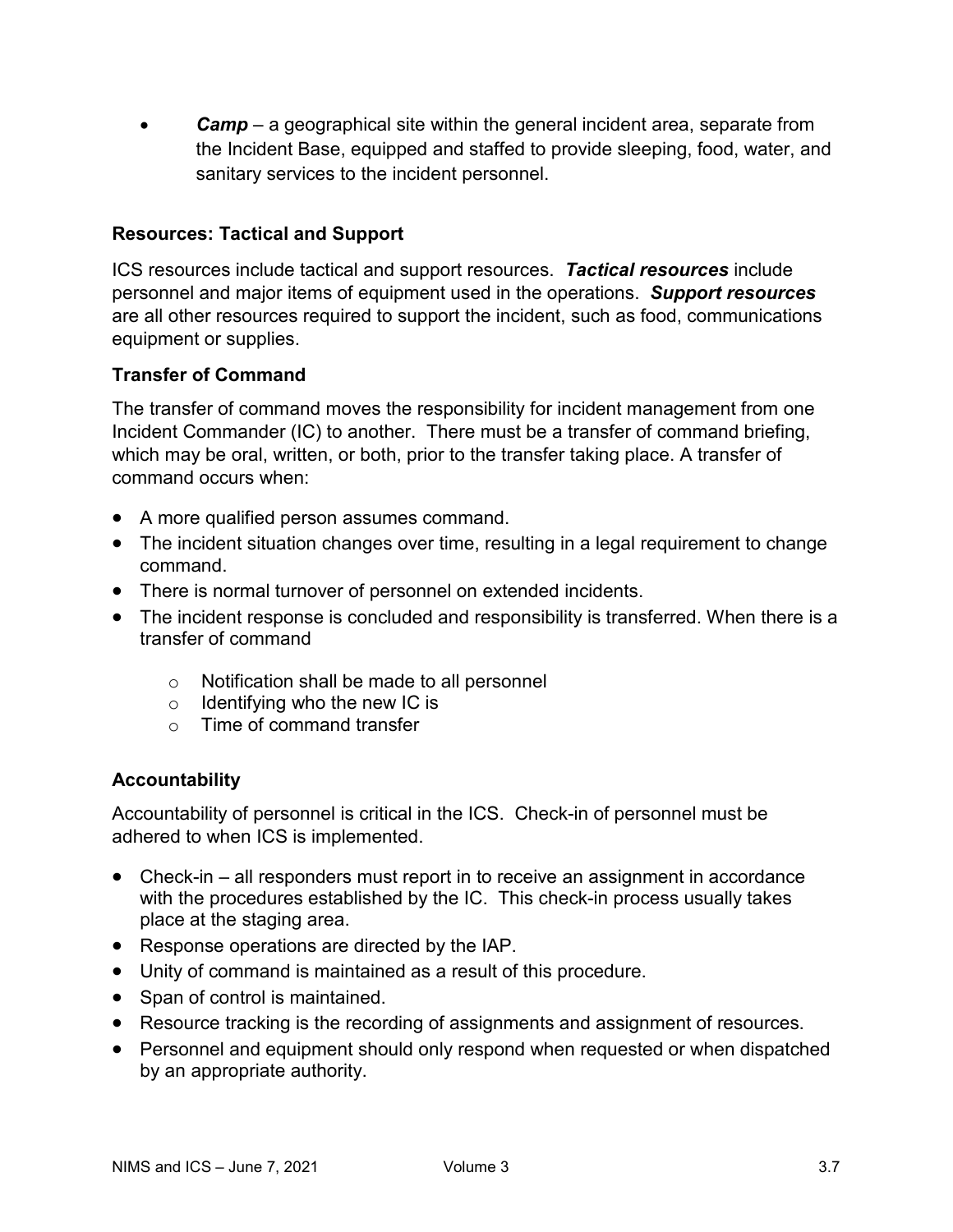- ***Camp*** – a geographical site within the general incident area, separate from the Incident Base, equipped and staffed to provide sleeping, food, water, and sanitary services to the incident personnel.

### Resources: Tactical and Support

ICS resources include tactical and support resources. ***Tactical resources*** include personnel and major items of equipment used in the operations. ***Support resources*** are all other resources required to support the incident, such as food, communications equipment or supplies.

### Transfer of Command

The transfer of command moves the responsibility for incident management from one Incident Commander (IC) to another. There must be a transfer of command briefing, which may be oral, written, or both, prior to the transfer taking place. A transfer of command occurs when:

- A more qualified person assumes command.
- The incident situation changes over time, resulting in a legal requirement to change command.
- There is normal turnover of personnel on extended incidents.
- The incident response is concluded and responsibility is transferred. When there is a transfer of command
    - Notification shall be made to all personnel
    - Identifying who the new IC is
    - Time of command transfer

### Accountability

Accountability of personnel is critical in the ICS. Check-in of personnel must be adhered to when ICS is implemented.

- Check-in – all responders must report in to receive an assignment in accordance with the procedures established by the IC. This check-in process usually takes place at the staging area.
- Response operations are directed by the IAP.
- Unity of command is maintained as a result of this procedure.
- Span of control is maintained.
- Resource tracking is the recording of assignments and assignment of resources.
- Personnel and equipment should only respond when requested or when dispatched by an appropriate authority.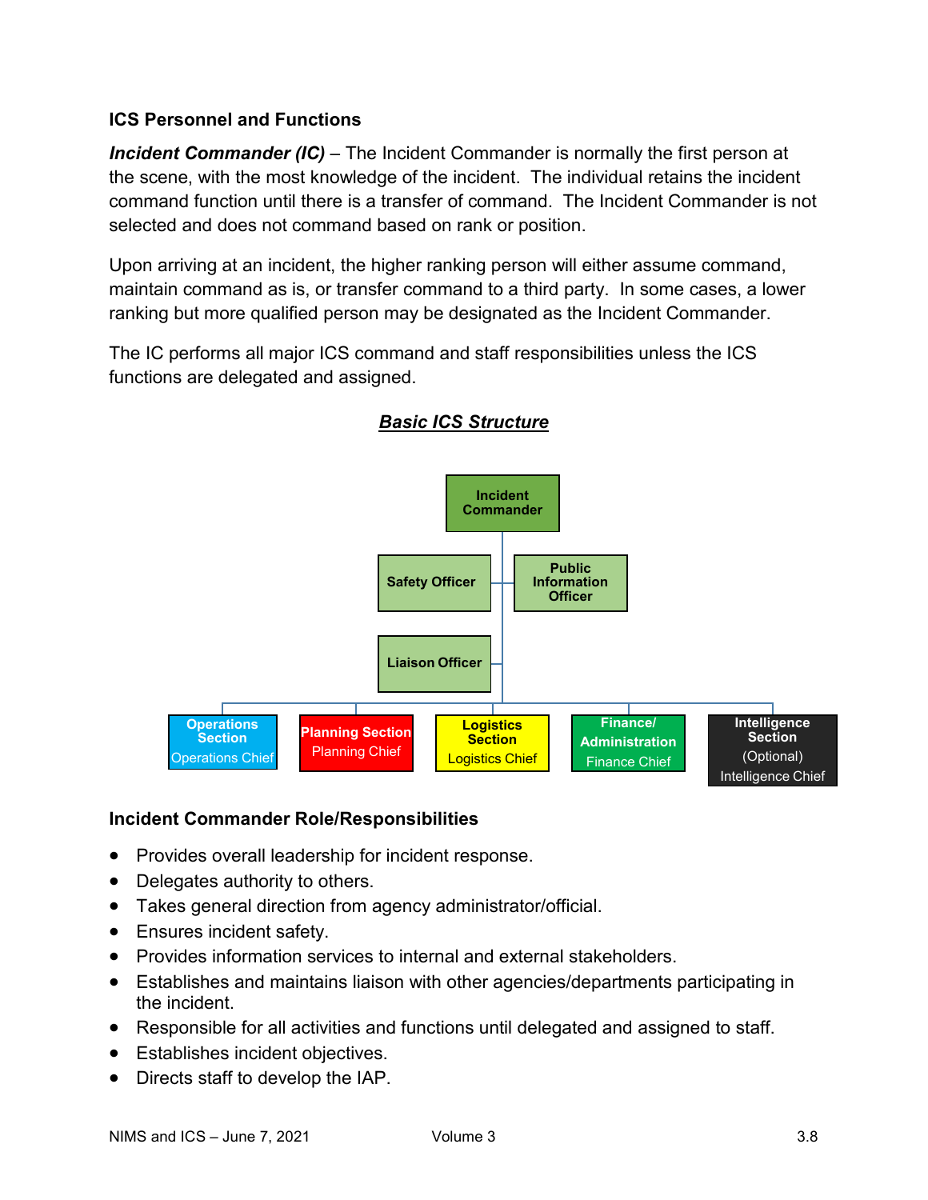### ICS Personnel and Functions

***Incident Commander (IC)*** – The Incident Commander is normally the first person at the scene, with the most knowledge of the incident. The individual retains the incident command function until there is a transfer of command. The Incident Commander is not selected and does not command based on rank or position.

Upon arriving at an incident, the higher ranking person will either assume command, maintain command as is, or transfer command to a third party. In some cases, a lower ranking but more qualified person may be designated as the Incident Commander.

The IC performs all major ICS command and staff responsibilities unless the ICS functions are delegated and assigned.

***Basic ICS Structure***

- Incident Commander
  - Safety Officer
  - Public Information Officer
  - Liaison Officer
  - Operations Section – Operations Chief
  - Planning Section – Planning Chief
  - Logistics Section – Logistics Chief
  - Finance/Administration – Finance Chief
  - Intelligence Section (Optional) – Intelligence Chief

### Incident Commander Role/Responsibilities

- Provides overall leadership for incident response.
- Delegates authority to others.
- Takes general direction from agency administrator/official.
- Ensures incident safety.
- Provides information services to internal and external stakeholders.
- Establishes and maintains liaison with other agencies/departments participating in the incident.
- Responsible for all activities and functions until delegated and assigned to staff.
- Establishes incident objectives.
- Directs staff to develop the IAP.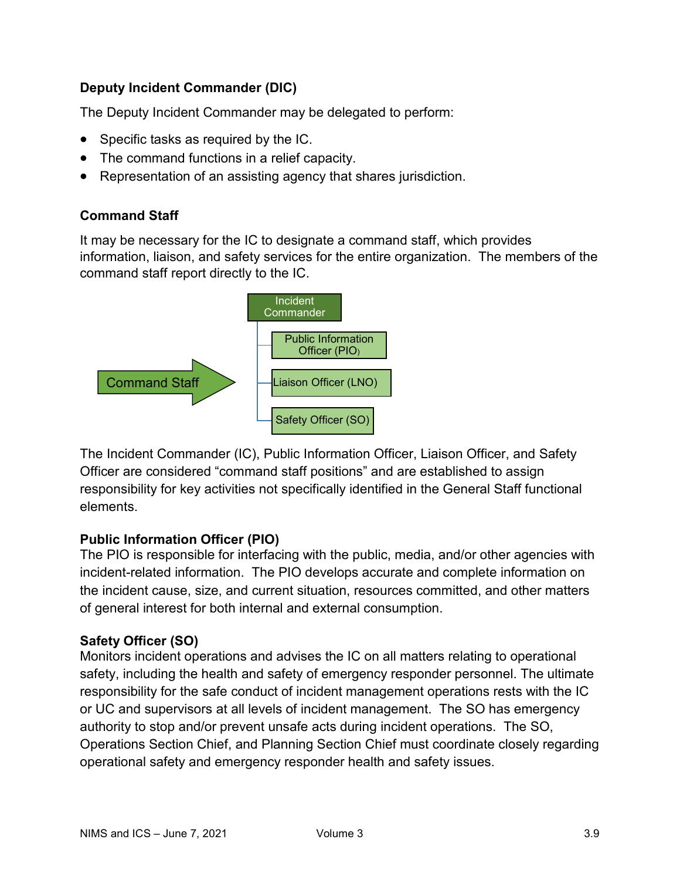**Deputy Incident Commander (DIC)**

The Deputy Incident Commander may be delegated to perform:

- Specific tasks as required by the IC.
- The command functions in a relief capacity.
- Representation of an assisting agency that shares jurisdiction.

**Command Staff**

It may be necessary for the IC to designate a command staff, which provides information, liaison, and safety services for the entire organization. The members of the command staff report directly to the IC.

Command Staff → Incident Commander
- Public Information Officer (PIO)
- Liaison Officer (LNO)
- Safety Officer (SO)

The Incident Commander (IC), Public Information Officer, Liaison Officer, and Safety Officer are considered "command staff positions" and are established to assign responsibility for key activities not specifically identified in the General Staff functional elements.

**Public Information Officer (PIO)**
The PIO is responsible for interfacing with the public, media, and/or other agencies with incident-related information. The PIO develops accurate and complete information on the incident cause, size, and current situation, resources committed, and other matters of general interest for both internal and external consumption.

**Safety Officer (SO)**
Monitors incident operations and advises the IC on all matters relating to operational safety, including the health and safety of emergency responder personnel. The ultimate responsibility for the safe conduct of incident management operations rests with the IC or UC and supervisors at all levels of incident management. The SO has emergency authority to stop and/or prevent unsafe acts during incident operations. The SO, Operations Section Chief, and Planning Section Chief must coordinate closely regarding operational safety and emergency responder health and safety issues.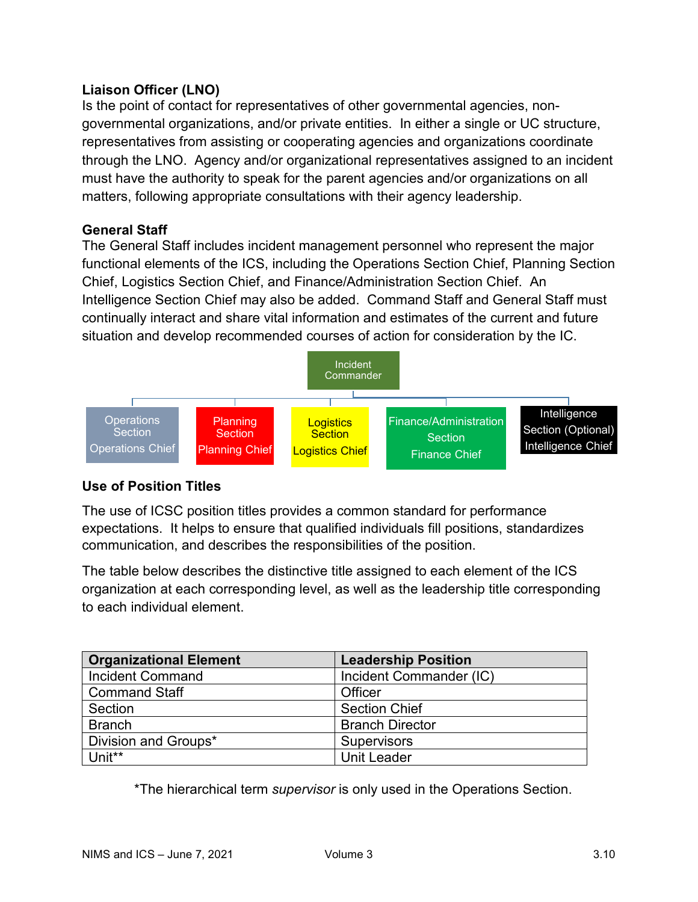**Liaison Officer (LNO)**
Is the point of contact for representatives of other governmental agencies, non-governmental organizations, and/or private entities. In either a single or UC structure, representatives from assisting or cooperating agencies and organizations coordinate through the LNO. Agency and/or organizational representatives assigned to an incident must have the authority to speak for the parent agencies and/or organizations on all matters, following appropriate consultations with their agency leadership.

**General Staff**
The General Staff includes incident management personnel who represent the major functional elements of the ICS, including the Operations Section Chief, Planning Section Chief, Logistics Section Chief, and Finance/Administration Section Chief. An Intelligence Section Chief may also be added. Command Staff and General Staff must continually interact and share vital information and estimates of the current and future situation and develop recommended courses of action for consideration by the IC.

Incident Commander

Operations Section
Operations Chief

Planning Section
Planning Chief

Logistics Section
Logistics Chief

Finance/Administration Section
Finance Chief

Intelligence Section (Optional)
Intelligence Chief

**Use of Position Titles**

The use of ICSC position titles provides a common standard for performance expectations. It helps to ensure that qualified individuals fill positions, standardizes communication, and describes the responsibilities of the position.

The table below describes the distinctive title assigned to each element of the ICS organization at each corresponding level, as well as the leadership title corresponding to each individual element.

| Organizational Element | Leadership Position |
|---|---|
| Incident Command | Incident Commander (IC) |
| Command Staff | Officer |
| Section | Section Chief |
| Branch | Branch Director |
| Division and Groups* | Supervisors |
| Unit** | Unit Leader |

*The hierarchical term *supervisor* is only used in the Operations Section.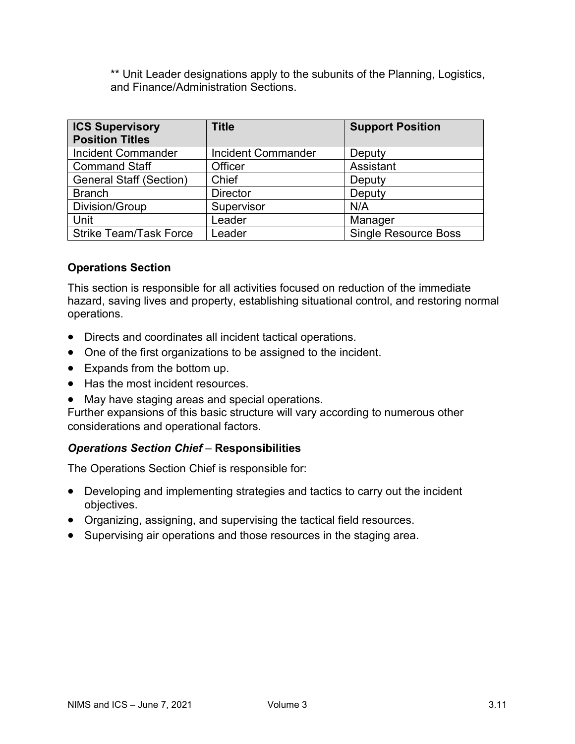** Unit Leader designations apply to the subunits of the Planning, Logistics, and Finance/Administration Sections.

| ICS Supervisory Position Titles | Title | Support Position |
|---|---|---|
| Incident Commander | Incident Commander | Deputy |
| Command Staff | Officer | Assistant |
| General Staff (Section) | Chief | Deputy |
| Branch | Director | Deputy |
| Division/Group | Supervisor | N/A |
| Unit | Leader | Manager |
| Strike Team/Task Force | Leader | Single Resource Boss |

### Operations Section

This section is responsible for all activities focused on reduction of the immediate hazard, saving lives and property, establishing situational control, and restoring normal operations.

- Directs and coordinates all incident tactical operations.
- One of the first organizations to be assigned to the incident.
- Expands from the bottom up.
- Has the most incident resources.
- May have staging areas and special operations.

Further expansions of this basic structure will vary according to numerous other considerations and operational factors.

#### *Operations Section Chief* – Responsibilities

The Operations Section Chief is responsible for:

- Developing and implementing strategies and tactics to carry out the incident objectives.
- Organizing, assigning, and supervising the tactical field resources.
- Supervising air operations and those resources in the staging area.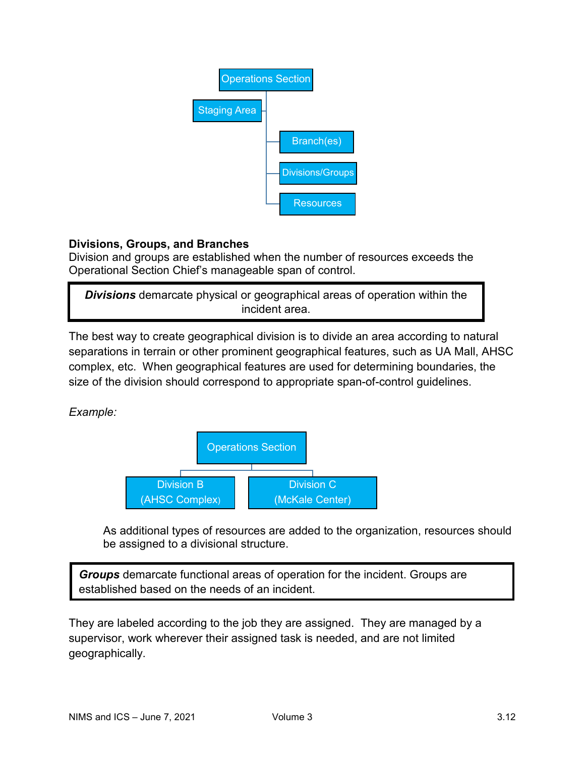Operations Section

- Staging Area
- Branch(es)
- Divisions/Groups
- Resources

**Divisions, Groups, and Branches**
Division and groups are established when the number of resources exceeds the Operational Section Chief's manageable span of control.

> ***Divisions*** demarcate physical or geographical areas of operation within the incident area.

The best way to create geographical division is to divide an area according to natural separations in terrain or other prominent geographical features, such as UA Mall, AHSC complex, etc. When geographical features are used for determining boundaries, the size of the division should correspond to appropriate span-of-control guidelines.

*Example:*

Operations Section

- Division B (AHSC Complex)
- Division C (McKale Center)

As additional types of resources are added to the organization, resources should be assigned to a divisional structure.

> ***Groups*** demarcate functional areas of operation for the incident. Groups are established based on the needs of an incident.

They are labeled according to the job they are assigned. They are managed by a supervisor, work wherever their assigned task is needed, and are not limited geographically.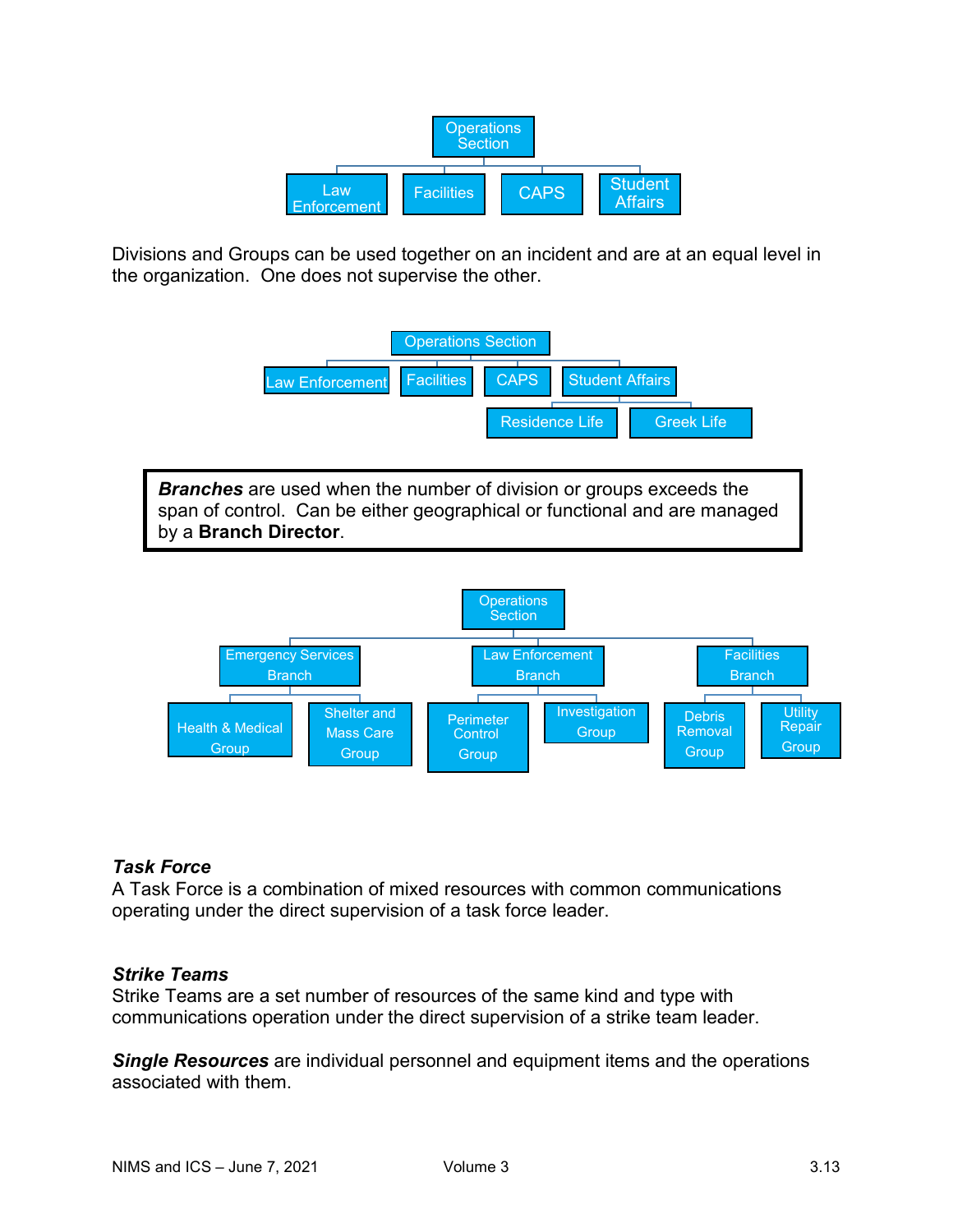Operations Section

- Law Enforcement
- Facilities
- CAPS
- Student Affairs

Divisions and Groups can be used together on an incident and are at an equal level in the organization. One does not supervise the other.

Operations Section

- Law Enforcement
- Facilities
- CAPS
- Student Affairs
  - Residence Life
  - Greek Life

> ***Branches*** are used when the number of division or groups exceeds the span of control. Can be either geographical or functional and are managed by a **Branch Director**.

Operations Section

- Emergency Services Branch
  - Health & Medical Group
  - Shelter and Mass Care Group
- Law Enforcement Branch
  - Perimeter Control Group
  - Investigation Group
- Facilities Branch
  - Debris Removal Group
  - Utility Repair Group

***Task Force***

A Task Force is a combination of mixed resources with common communications operating under the direct supervision of a task force leader.

***Strike Teams***

Strike Teams are a set number of resources of the same kind and type with communications operation under the direct supervision of a strike team leader.

***Single Resources*** are individual personnel and equipment items and the operations associated with them.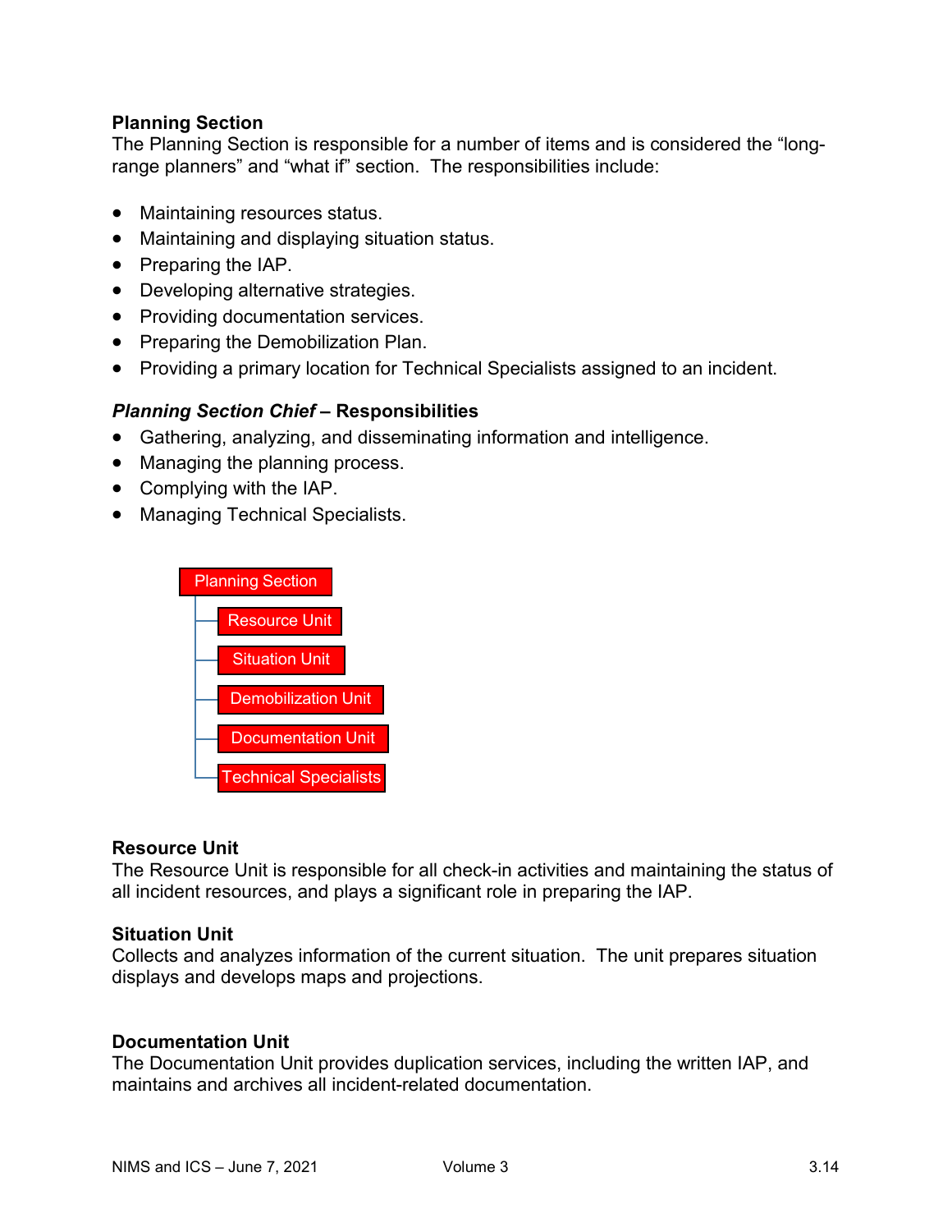**Planning Section**

The Planning Section is responsible for a number of items and is considered the “long-range planners” and “what if” section. The responsibilities include:

- Maintaining resources status.
- Maintaining and displaying situation status.
- Preparing the IAP.
- Developing alternative strategies.
- Providing documentation services.
- Preparing the Demobilization Plan.
- Providing a primary location for Technical Specialists assigned to an incident.

***Planning Section Chief* – Responsibilities**

- Gathering, analyzing, and disseminating information and intelligence.
- Managing the planning process.
- Complying with the IAP.
- Managing Technical Specialists.

- Planning Section
  - Resource Unit
  - Situation Unit
  - Demobilization Unit
  - Documentation Unit
  - Technical Specialists

**Resource Unit**

The Resource Unit is responsible for all check-in activities and maintaining the status of all incident resources, and plays a significant role in preparing the IAP.

**Situation Unit**

Collects and analyzes information of the current situation. The unit prepares situation displays and develops maps and projections.

**Documentation Unit**

The Documentation Unit provides duplication services, including the written IAP, and maintains and archives all incident-related documentation.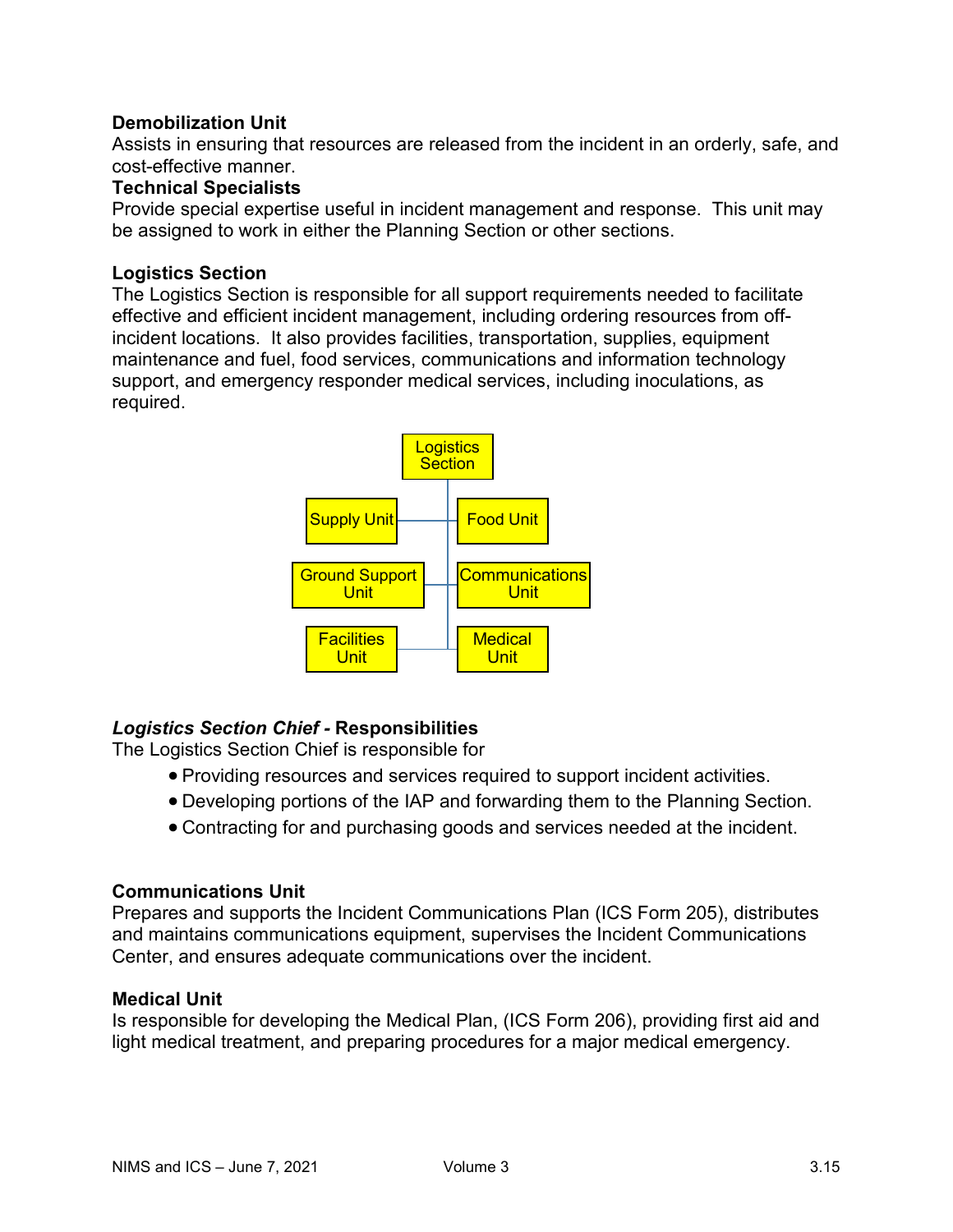**Demobilization Unit**
Assists in ensuring that resources are released from the incident in an orderly, safe, and cost-effective manner.
**Technical Specialists**
Provide special expertise useful in incident management and response. This unit may be assigned to work in either the Planning Section or other sections.

**Logistics Section**
The Logistics Section is responsible for all support requirements needed to facilitate effective and efficient incident management, including ordering resources from off-incident locations. It also provides facilities, transportation, supplies, equipment maintenance and fuel, food services, communications and information technology support, and emergency responder medical services, including inoculations, as required.

- Logistics Section
  - Supply Unit
  - Food Unit
  - Ground Support Unit
  - Communications Unit
  - Facilities Unit
  - Medical Unit

***Logistics Section Chief* - Responsibilities**
The Logistics Section Chief is responsible for

- Providing resources and services required to support incident activities.
- Developing portions of the IAP and forwarding them to the Planning Section.
- Contracting for and purchasing goods and services needed at the incident.

**Communications Unit**
Prepares and supports the Incident Communications Plan (ICS Form 205), distributes and maintains communications equipment, supervises the Incident Communications Center, and ensures adequate communications over the incident.

**Medical Unit**
Is responsible for developing the Medical Plan, (ICS Form 206), providing first aid and light medical treatment, and preparing procedures for a major medical emergency.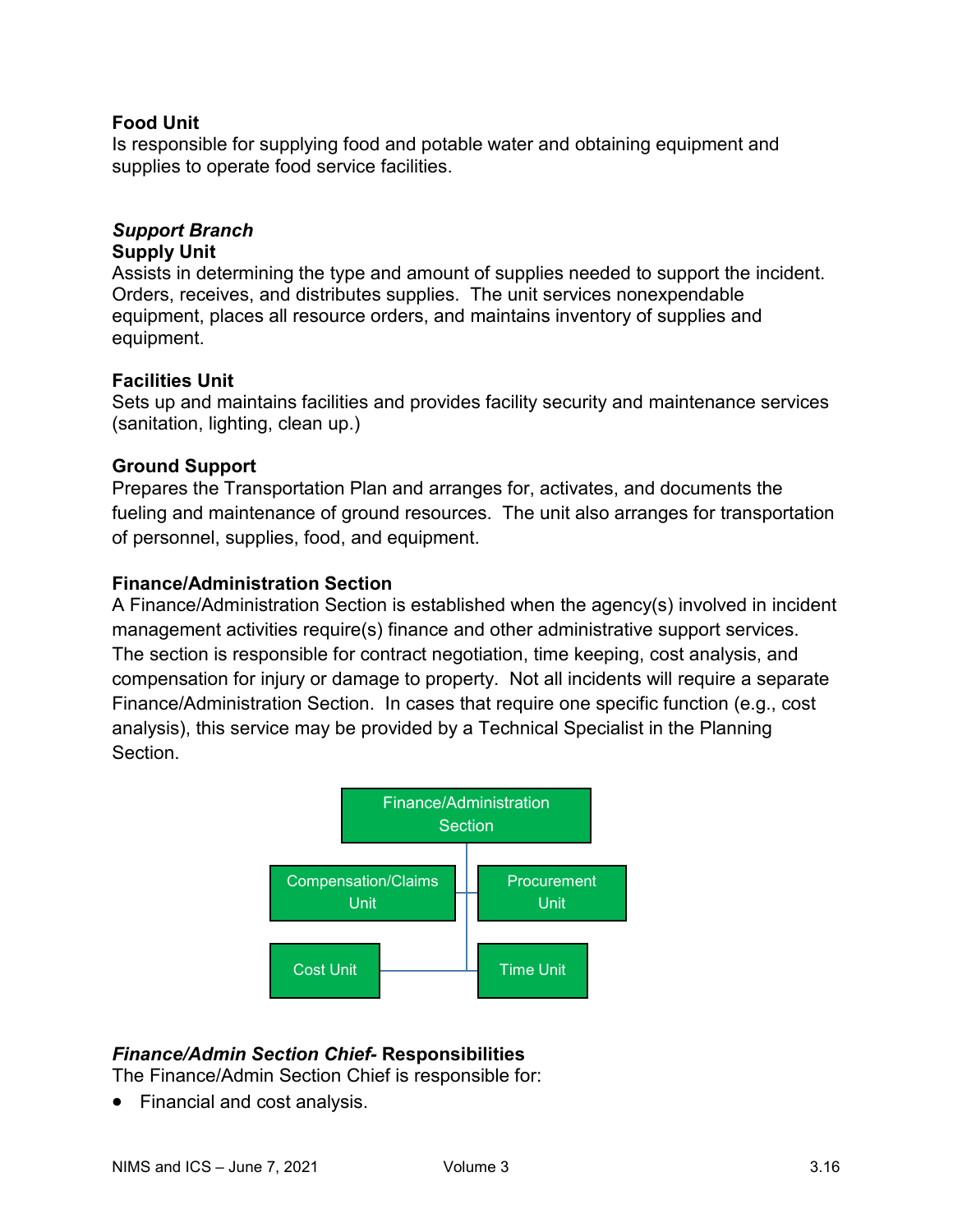**Food Unit**
Is responsible for supplying food and potable water and obtaining equipment and supplies to operate food service facilities.

***Support Branch***
**Supply Unit**
Assists in determining the type and amount of supplies needed to support the incident. Orders, receives, and distributes supplies. The unit services nonexpendable equipment, places all resource orders, and maintains inventory of supplies and equipment.

**Facilities Unit**
Sets up and maintains facilities and provides facility security and maintenance services (sanitation, lighting, clean up.)

**Ground Support**
Prepares the Transportation Plan and arranges for, activates, and documents the fueling and maintenance of ground resources. The unit also arranges for transportation of personnel, supplies, food, and equipment.

**Finance/Administration Section**
A Finance/Administration Section is established when the agency(s) involved in incident management activities require(s) finance and other administrative support services. The section is responsible for contract negotiation, time keeping, cost analysis, and compensation for injury or damage to property. Not all incidents will require a separate Finance/Administration Section. In cases that require one specific function (e.g., cost analysis), this service may be provided by a Technical Specialist in the Planning Section.

Finance/Administration Section

- Compensation/Claims Unit
- Procurement Unit
- Cost Unit
- Time Unit

***Finance/Admin Section Chief*- Responsibilities**
The Finance/Admin Section Chief is responsible for:

- Financial and cost analysis.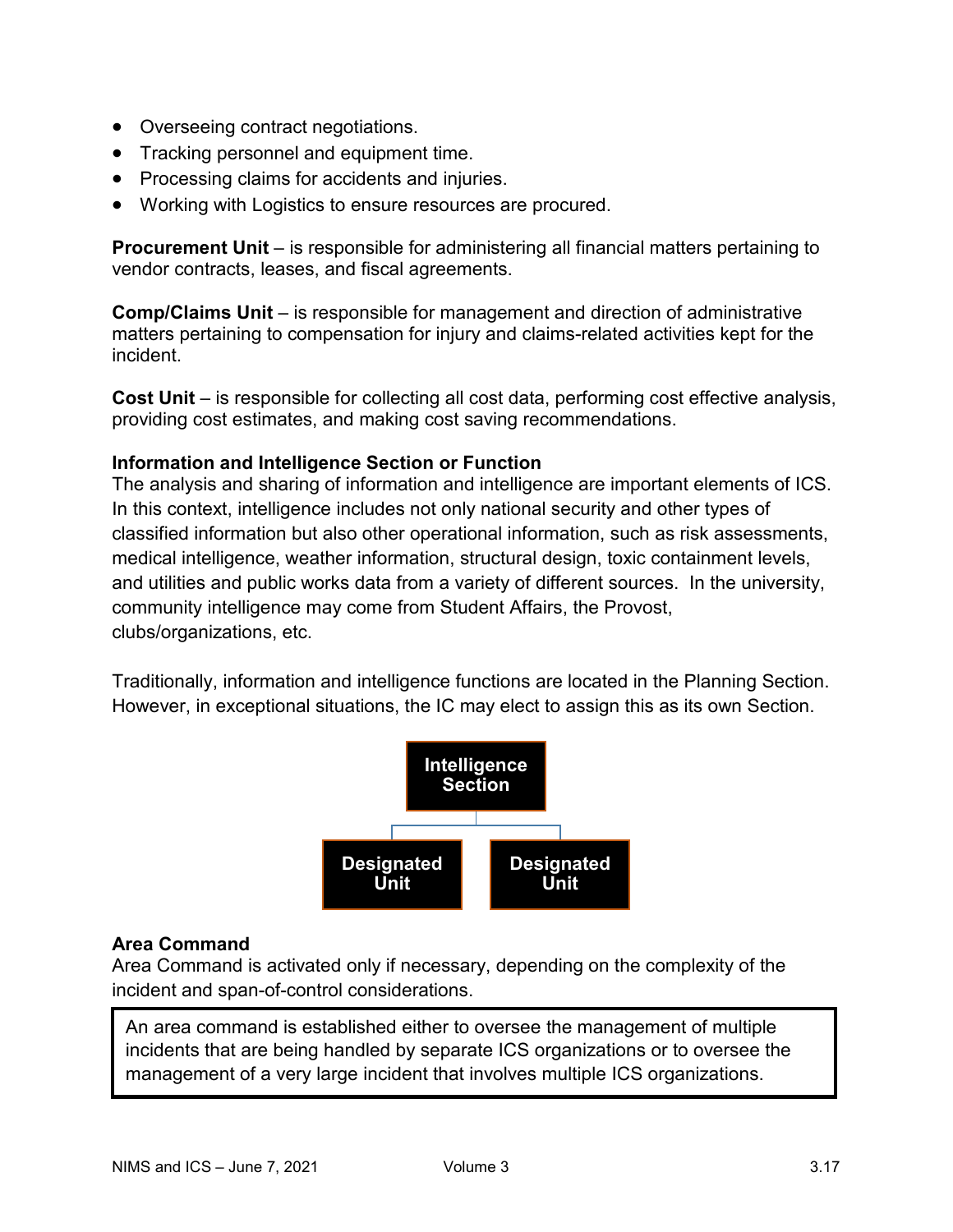- Overseeing contract negotiations.
- Tracking personnel and equipment time.
- Processing claims for accidents and injuries.
- Working with Logistics to ensure resources are procured.

**Procurement Unit** – is responsible for administering all financial matters pertaining to vendor contracts, leases, and fiscal agreements.

**Comp/Claims Unit** – is responsible for management and direction of administrative matters pertaining to compensation for injury and claims-related activities kept for the incident.

**Cost Unit** – is responsible for collecting all cost data, performing cost effective analysis, providing cost estimates, and making cost saving recommendations.

**Information and Intelligence Section or Function**

The analysis and sharing of information and intelligence are important elements of ICS. In this context, intelligence includes not only national security and other types of classified information but also other operational information, such as risk assessments, medical intelligence, weather information, structural design, toxic containment levels, and utilities and public works data from a variety of different sources. In the university, community intelligence may come from Student Affairs, the Provost, clubs/organizations, etc.

Traditionally, information and intelligence functions are located in the Planning Section. However, in exceptional situations, the IC may elect to assign this as its own Section.

**Intelligence Section**

- **Designated Unit**
- **Designated Unit**

**Area Command**

Area Command is activated only if necessary, depending on the complexity of the incident and span-of-control considerations.

> An area command is established either to oversee the management of multiple incidents that are being handled by separate ICS organizations or to oversee the management of a very large incident that involves multiple ICS organizations.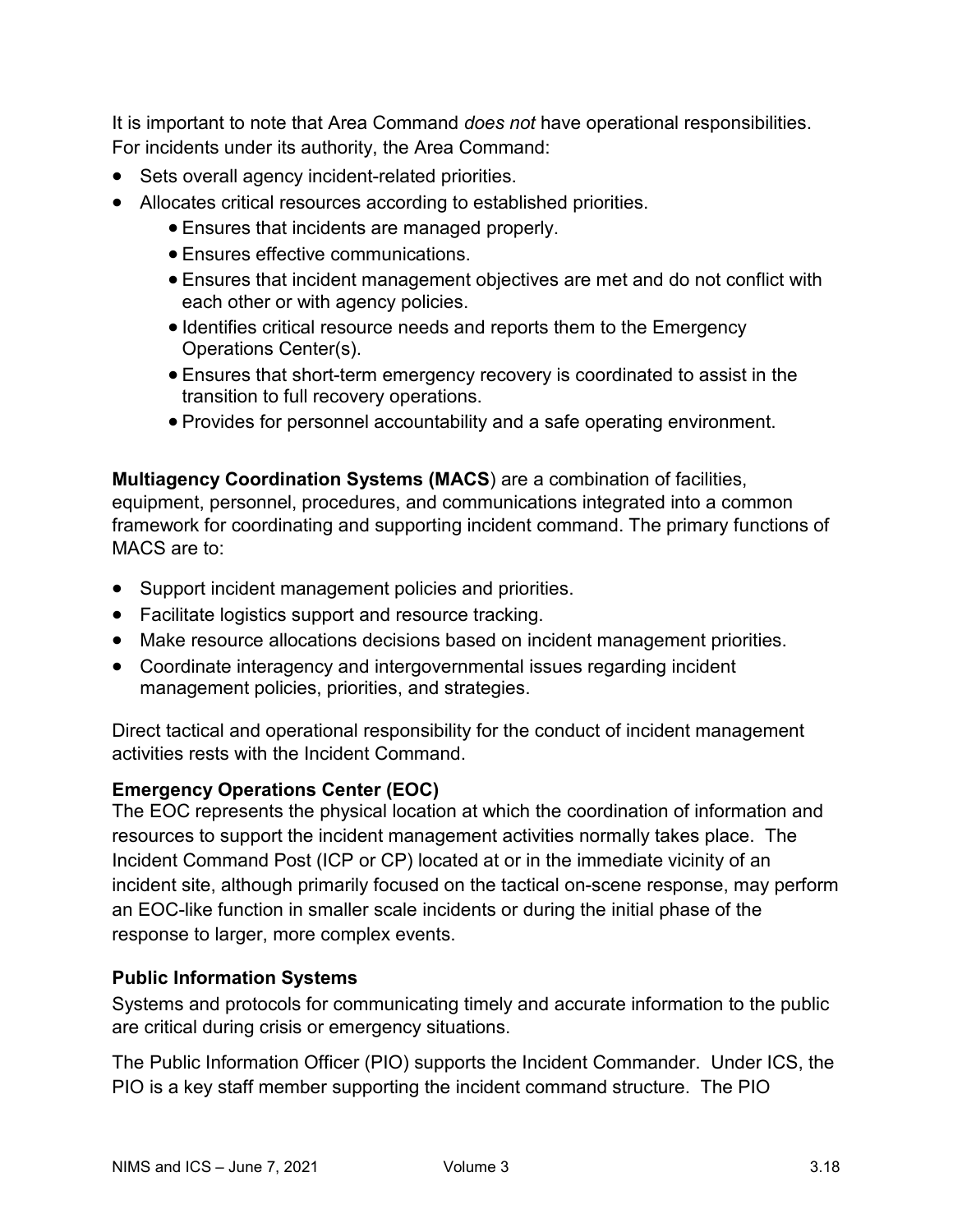It is important to note that Area Command *does not* have operational responsibilities. For incidents under its authority, the Area Command:

- Sets overall agency incident-related priorities.
- Allocates critical resources according to established priorities.
  - Ensures that incidents are managed properly.
  - Ensures effective communications.
  - Ensures that incident management objectives are met and do not conflict with each other or with agency policies.
  - Identifies critical resource needs and reports them to the Emergency Operations Center(s).
  - Ensures that short-term emergency recovery is coordinated to assist in the transition to full recovery operations.
  - Provides for personnel accountability and a safe operating environment.

**Multiagency Coordination Systems (MACS**) are a combination of facilities, equipment, personnel, procedures, and communications integrated into a common framework for coordinating and supporting incident command. The primary functions of MACS are to:

- Support incident management policies and priorities.
- Facilitate logistics support and resource tracking.
- Make resource allocations decisions based on incident management priorities.
- Coordinate interagency and intergovernmental issues regarding incident management policies, priorities, and strategies.

Direct tactical and operational responsibility for the conduct of incident management activities rests with the Incident Command.

### Emergency Operations Center (EOC)

The EOC represents the physical location at which the coordination of information and resources to support the incident management activities normally takes place. The Incident Command Post (ICP or CP) located at or in the immediate vicinity of an incident site, although primarily focused on the tactical on-scene response, may perform an EOC-like function in smaller scale incidents or during the initial phase of the response to larger, more complex events.

### Public Information Systems

Systems and protocols for communicating timely and accurate information to the public are critical during crisis or emergency situations.

The Public Information Officer (PIO) supports the Incident Commander. Under ICS, the PIO is a key staff member supporting the incident command structure. The PIO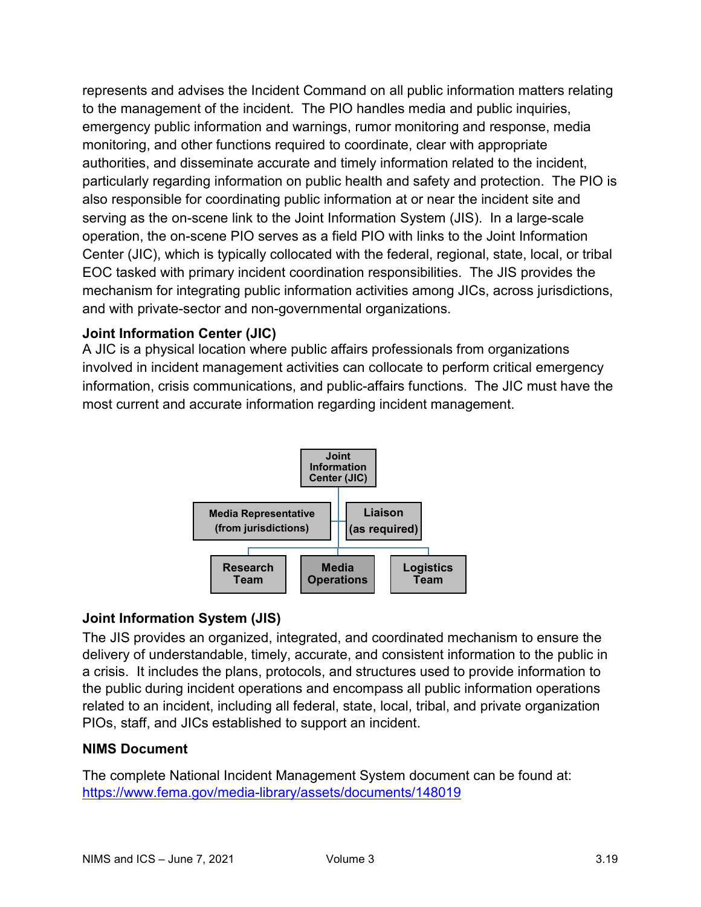represents and advises the Incident Command on all public information matters relating to the management of the incident. The PIO handles media and public inquiries, emergency public information and warnings, rumor monitoring and response, media monitoring, and other functions required to coordinate, clear with appropriate authorities, and disseminate accurate and timely information related to the incident, particularly regarding information on public health and safety and protection. The PIO is also responsible for coordinating public information at or near the incident site and serving as the on-scene link to the Joint Information System (JIS). In a large-scale operation, the on-scene PIO serves as a field PIO with links to the Joint Information Center (JIC), which is typically collocated with the federal, regional, state, local, or tribal EOC tasked with primary incident coordination responsibilities. The JIS provides the mechanism for integrating public information activities among JICs, across jurisdictions, and with private-sector and non-governmental organizations.

**Joint Information Center (JIC)**

A JIC is a physical location where public affairs professionals from organizations involved in incident management activities can collocate to perform critical emergency information, crisis communications, and public-affairs functions. The JIC must have the most current and accurate information regarding incident management.

- Joint Information Center (JIC)
  - Media Representative (from jurisdictions)
  - Liaison (as required)
  - Research Team
  - Media Operations
  - Logistics Team

**Joint Information System (JIS)**

The JIS provides an organized, integrated, and coordinated mechanism to ensure the delivery of understandable, timely, accurate, and consistent information to the public in a crisis. It includes the plans, protocols, and structures used to provide information to the public during incident operations and encompass all public information operations related to an incident, including all federal, state, local, tribal, and private organization PIOs, staff, and JICs established to support an incident.

**NIMS Document**

The complete National Incident Management System document can be found at: https://www.fema.gov/media-library/assets/documents/148019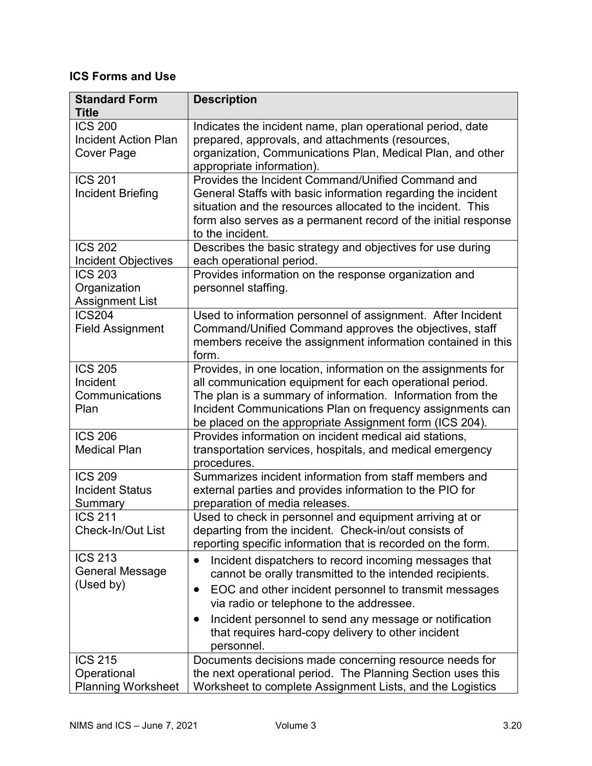### ICS Forms and Use

| Standard Form Title | Description |
|---|---|
| ICS 200 Incident Action Plan Cover Page | Indicates the incident name, plan operational period, date prepared, approvals, and attachments (resources, organization, Communications Plan, Medical Plan, and other appropriate information). |
| ICS 201 Incident Briefing | Provides the Incident Command/Unified Command and General Staffs with basic information regarding the incident situation and the resources allocated to the incident. This form also serves as a permanent record of the initial response to the incident. |
| ICS 202 Incident Objectives | Describes the basic strategy and objectives for use during each operational period. |
| ICS 203 Organization Assignment List | Provides information on the response organization and personnel staffing. |
| ICS204 Field Assignment | Used to information personnel of assignment. After Incident Command/Unified Command approves the objectives, staff members receive the assignment information contained in this form. |
| ICS 205 Incident Communications Plan | Provides, in one location, information on the assignments for all communication equipment for each operational period. The plan is a summary of information. Information from the Incident Communications Plan on frequency assignments can be placed on the appropriate Assignment form (ICS 204). |
| ICS 206 Medical Plan | Provides information on incident medical aid stations, transportation services, hospitals, and medical emergency procedures. |
| ICS 209 Incident Status Summary | Summarizes incident information from staff members and external parties and provides information to the PIO for preparation of media releases. |
| ICS 211 Check-In/Out List | Used to check in personnel and equipment arriving at or departing from the incident. Check-in/out consists of reporting specific information that is recorded on the form. |
| ICS 213 General Message (Used by) | • Incident dispatchers to record incoming messages that cannot be orally transmitted to the intended recipients.<br>• EOC and other incident personnel to transmit messages via radio or telephone to the addressee.<br>• Incident personnel to send any message or notification that requires hard-copy delivery to other incident personnel. |
| ICS 215 Operational Planning Worksheet | Documents decisions made concerning resource needs for the next operational period. The Planning Section uses this Worksheet to complete Assignment Lists, and the Logistics |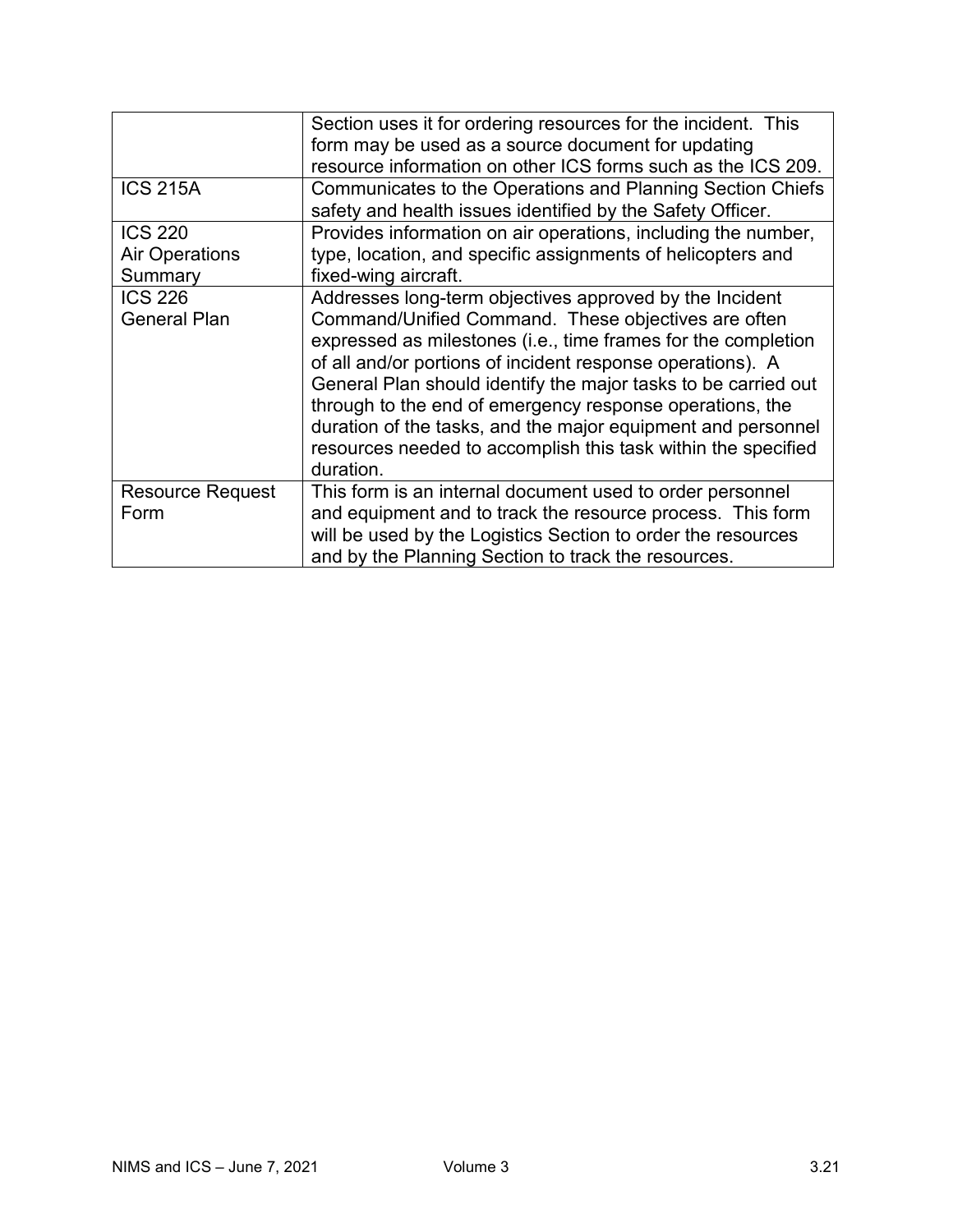| | |
|---|---|
| | Section uses it for ordering resources for the incident. This form may be used as a source document for updating resource information on other ICS forms such as the ICS 209. |
| ICS 215A | Communicates to the Operations and Planning Section Chiefs safety and health issues identified by the Safety Officer. |
| ICS 220 Air Operations Summary | Provides information on air operations, including the number, type, location, and specific assignments of helicopters and fixed-wing aircraft. |
| ICS 226 General Plan | Addresses long-term objectives approved by the Incident Command/Unified Command. These objectives are often expressed as milestones (i.e., time frames for the completion of all and/or portions of incident response operations). A General Plan should identify the major tasks to be carried out through to the end of emergency response operations, the duration of the tasks, and the major equipment and personnel resources needed to accomplish this task within the specified duration. |
| Resource Request Form | This form is an internal document used to order personnel and equipment and to track the resource process. This form will be used by the Logistics Section to order the resources and by the Planning Section to track the resources. |